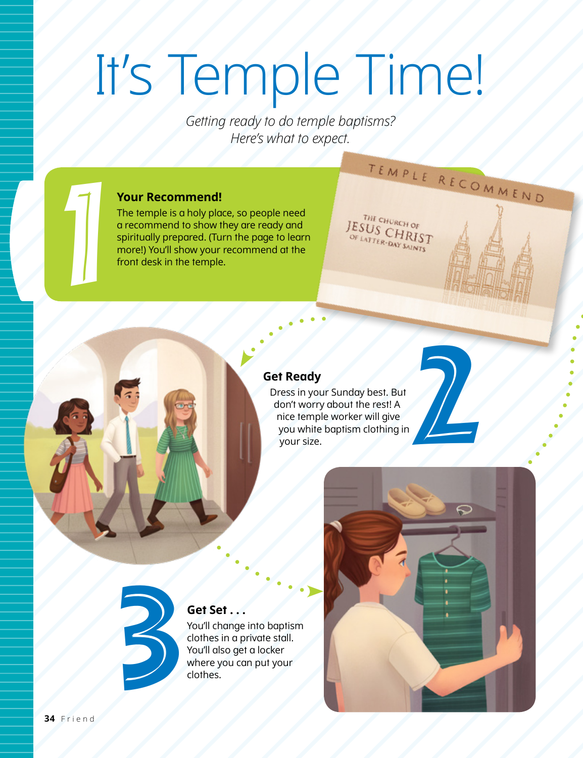# It's Temple Time!

*Getting ready to do temple baptisms? Here's what to expect.*

## 1 Your Recommend!

The temple is a holy place, so people need a recommend to show they are ready and spiritually prepared. (Turn the page to learn more!) You'll show your recommend at the front desk in the temple.

## 2 Get Ready

Dress in your Sunday best. But don't worry about the rest! A nice temple worker will give you white baptism clothing in your size.

## 3 Get Set . . .

You'll change into baptism clothes in a private stall. You'll also get a locker where you can put your clothes.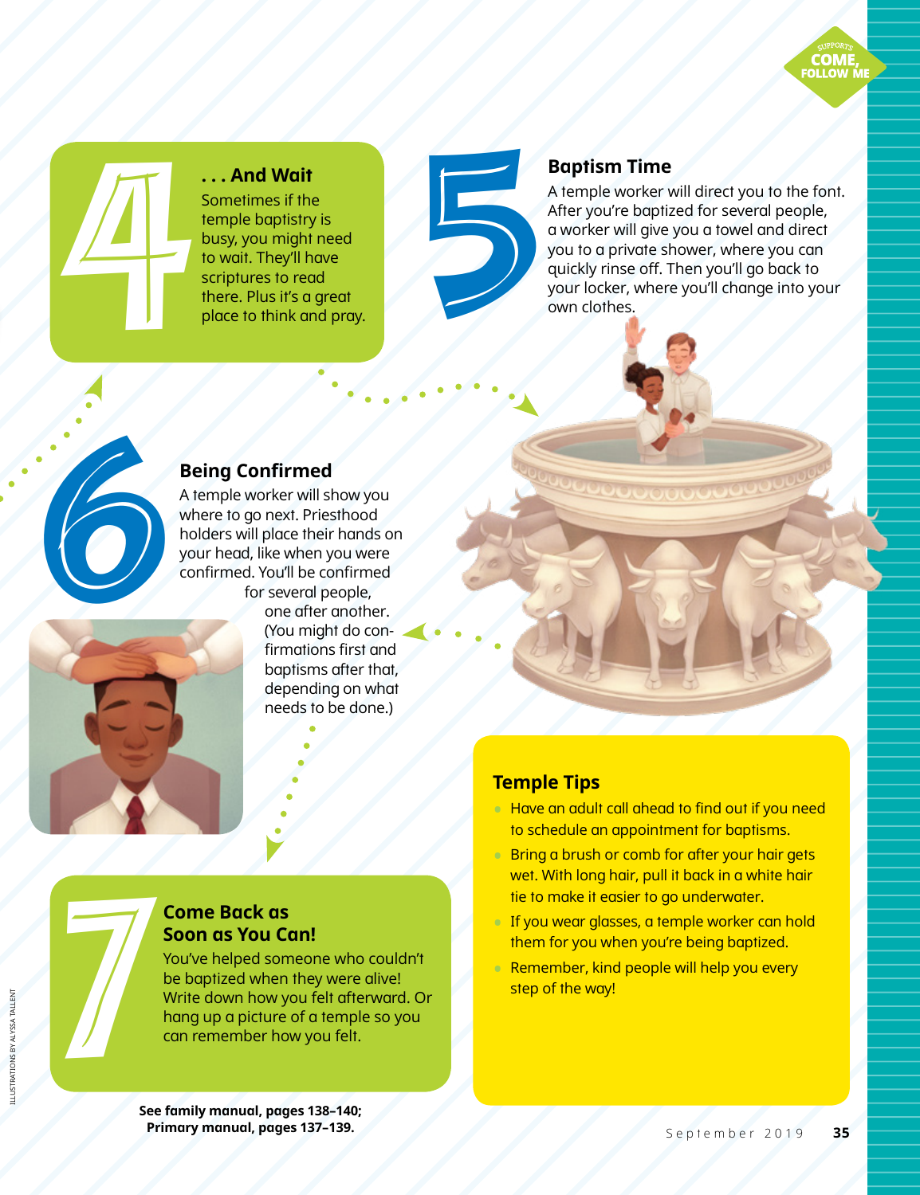SUPPORTS COME, FOLLOW ME

## 4 . . . And Wait

Sometimes if the temple baptistry is busy, you might need to wait. They'll have scriptures to read there. Plus it's a great place to think and pray.

## 5 Baptism Time

A temple worker will direct you to the font. After you're baptized for several people, a worker will give you a towel and direct you to a private shower, where you can quickly rinse off. Then you'll go back to your locker, where you'll change into your own clothes.

## 6 Being Confirmed

A temple worker will show you where to go next. Priesthood holders will place their hands on your head, like when you were confirmed. You'll be confirmed for several people, one after another. (You might do confirmations first and baptisms after that, depending on what needs to be done.)

## 7 Come Back as Soon as You Can!

You've helped someone who couldn't be baptized when they were alive! Write down how you felt afterward. Or hang up a picture of a temple so you can remember how you felt.

### Temple Tips

- Have an adult call ahead to find out if you need to schedule an appointment for baptisms.
- Bring a brush or comb for after your hair gets wet. With long hair, pull it back in a white hair tie to make it easier to go underwater.
- If you wear glasses, a temple worker can hold them for you when you're being baptized.
- Remember, kind people will help you every step of the way!

**See family manual, pages 138–140; Primary manual, pages 137–139.**

ILLUSTRATIONS BY ALYSSA TALLENT